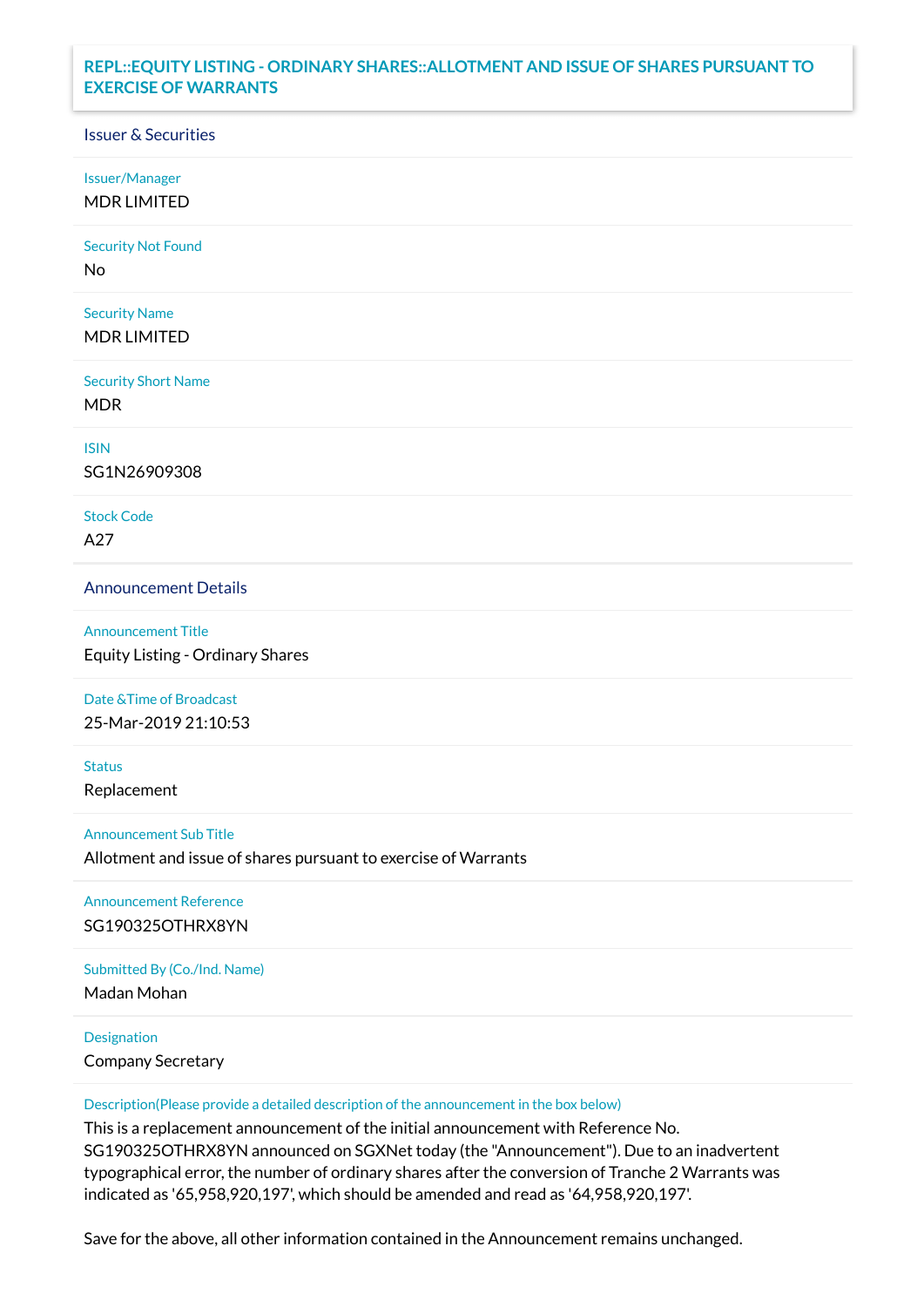# REPL::EQUITY LISTING - ORDINARY SHARES::ALLOTMENT AND ISSUE OF SHARES PURSUANT TO EXERCISE OF WARRANTS

## Issuer & Securities

**Issuer/Manager**
MDR LIMITED

**Security Not Found**
No

**Security Name**
MDR LIMITED

**Security Short Name**
MDR

**ISIN**
SG1N26909308

**Stock Code**
A27

## Announcement Details

**Announcement Title**
Equity Listing - Ordinary Shares

**Date &Time of Broadcast**
25-Mar-2019 21:10:53

**Status**
Replacement

**Announcement Sub Title**
Allotment and issue of shares pursuant to exercise of Warrants

**Announcement Reference**
SG190325OTHRX8YN

**Submitted By (Co./Ind. Name)**
Madan Mohan

**Designation**
Company Secretary

**Description(Please provide a detailed description of the announcement in the box below)**

This is a replacement announcement of the initial announcement with Reference No. SG190325OTHRX8YN announced on SGXNet today (the "Announcement"). Due to an inadvertent typographical error, the number of ordinary shares after the conversion of Tranche 2 Warrants was indicated as '65,958,920,197', which should be amended and read as '64,958,920,197'.

Save for the above, all other information contained in the Announcement remains unchanged.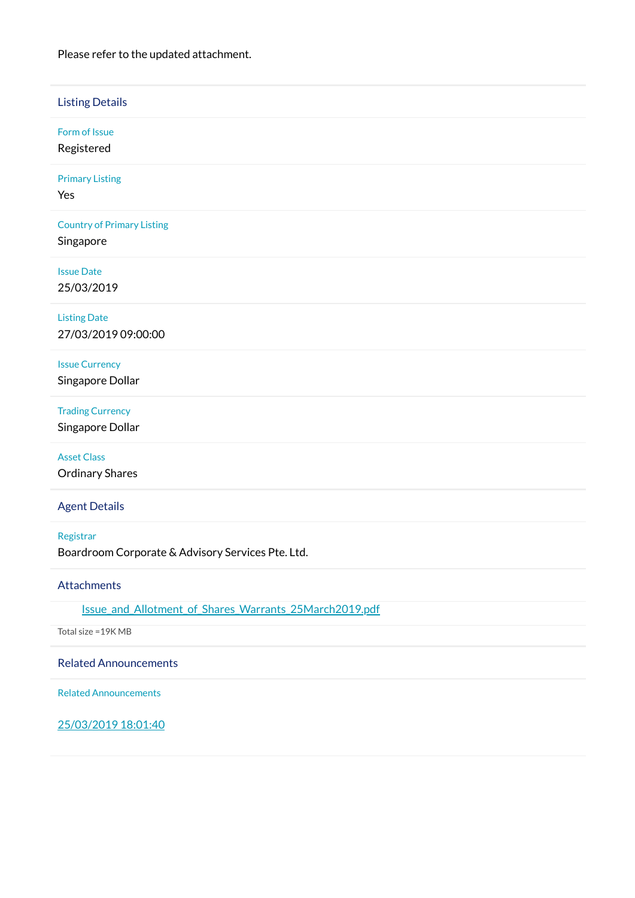Please refer to the updated attachment.

## Listing Details

Form of Issue

Registered

Primary Listing

Yes

Country of Primary Listing

Singapore

Issue Date

25/03/2019

Listing Date

27/03/2019 09:00:00

Issue Currency

Singapore Dollar

Trading Currency

Singapore Dollar

Asset Class

Ordinary Shares

## Agent Details

Registrar

Boardroom Corporate & Advisory Services Pte. Ltd.

## Attachments

Issue_and_Allotment_of_Shares_Warrants_25March2019.pdf

Total size =19K MB

## Related Announcements

Related Announcements

25/03/2019 18:01:40